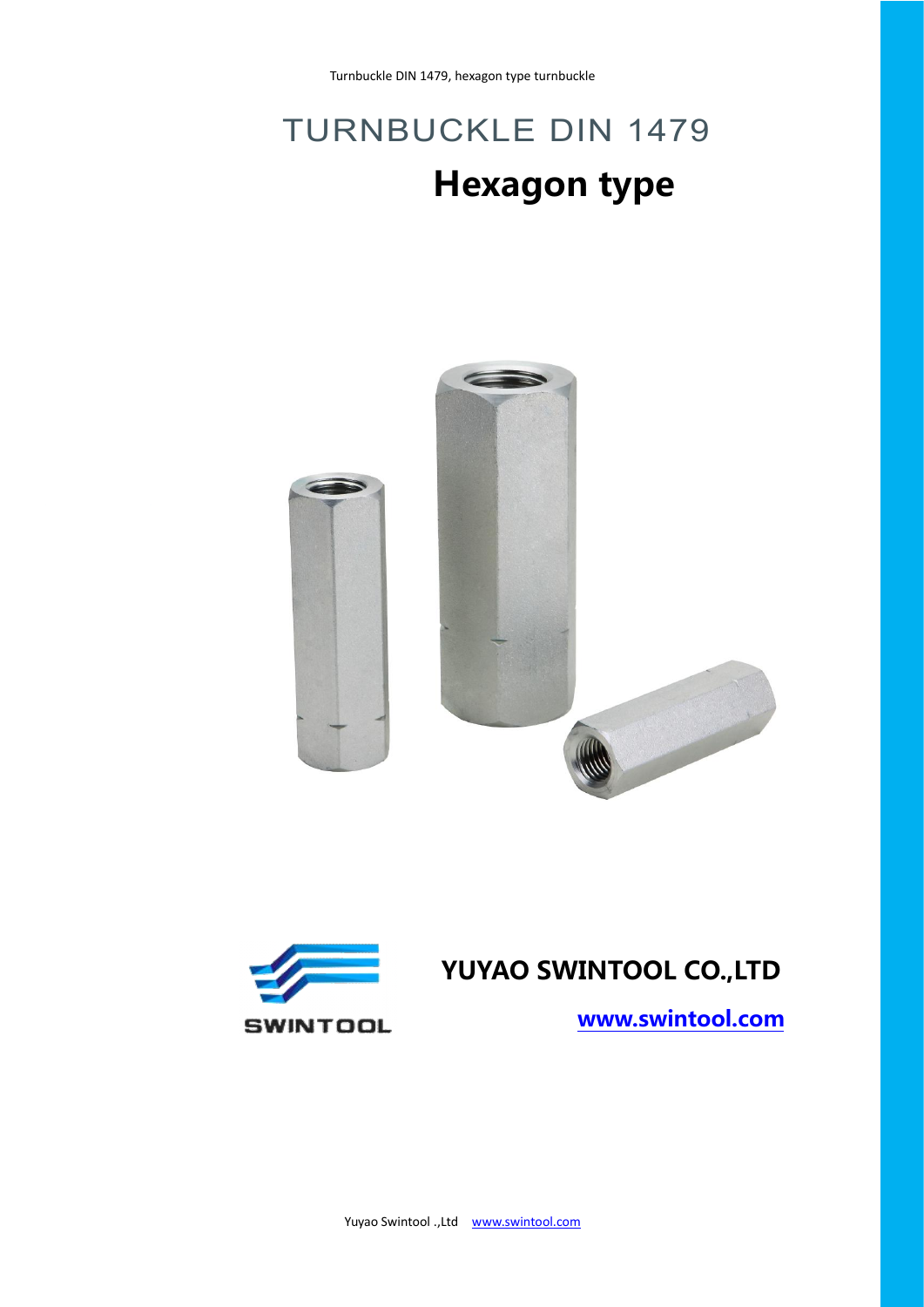# TURNBUCKLE DIN 1479

## Hexagon type

**YUYAO SWINTOOL CO.,LTD**

**www.swintool.com**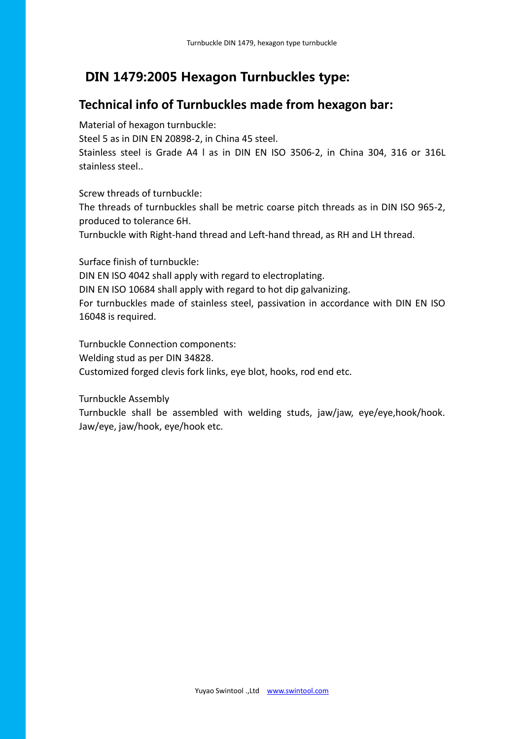# DIN 1479:2005 Hexagon Turnbuckles type:

## Technical info of Turnbuckles made from hexagon bar:

Material of hexagon turnbuckle:
Steel 5 as in DIN EN 20898-2, in China 45 steel.
Stainless steel is Grade A4 l as in DIN EN ISO 3506-2, in China 304, 316 or 316L stainless steel..

Screw threads of turnbuckle:
The threads of turnbuckles shall be metric coarse pitch threads as in DIN ISO 965-2, produced to tolerance 6H.
Turnbuckle with Right-hand thread and Left-hand thread, as RH and LH thread.

Surface finish of turnbuckle:
DIN EN ISO 4042 shall apply with regard to electroplating.
DIN EN ISO 10684 shall apply with regard to hot dip galvanizing.
For turnbuckles made of stainless steel, passivation in accordance with DIN EN ISO 16048 is required.

Turnbuckle Connection components:
Welding stud as per DIN 34828.
Customized forged clevis fork links, eye blot, hooks, rod end etc.

Turnbuckle Assembly
Turnbuckle shall be assembled with welding studs, jaw/jaw, eye/eye,hook/hook. Jaw/eye, jaw/hook, eye/hook etc.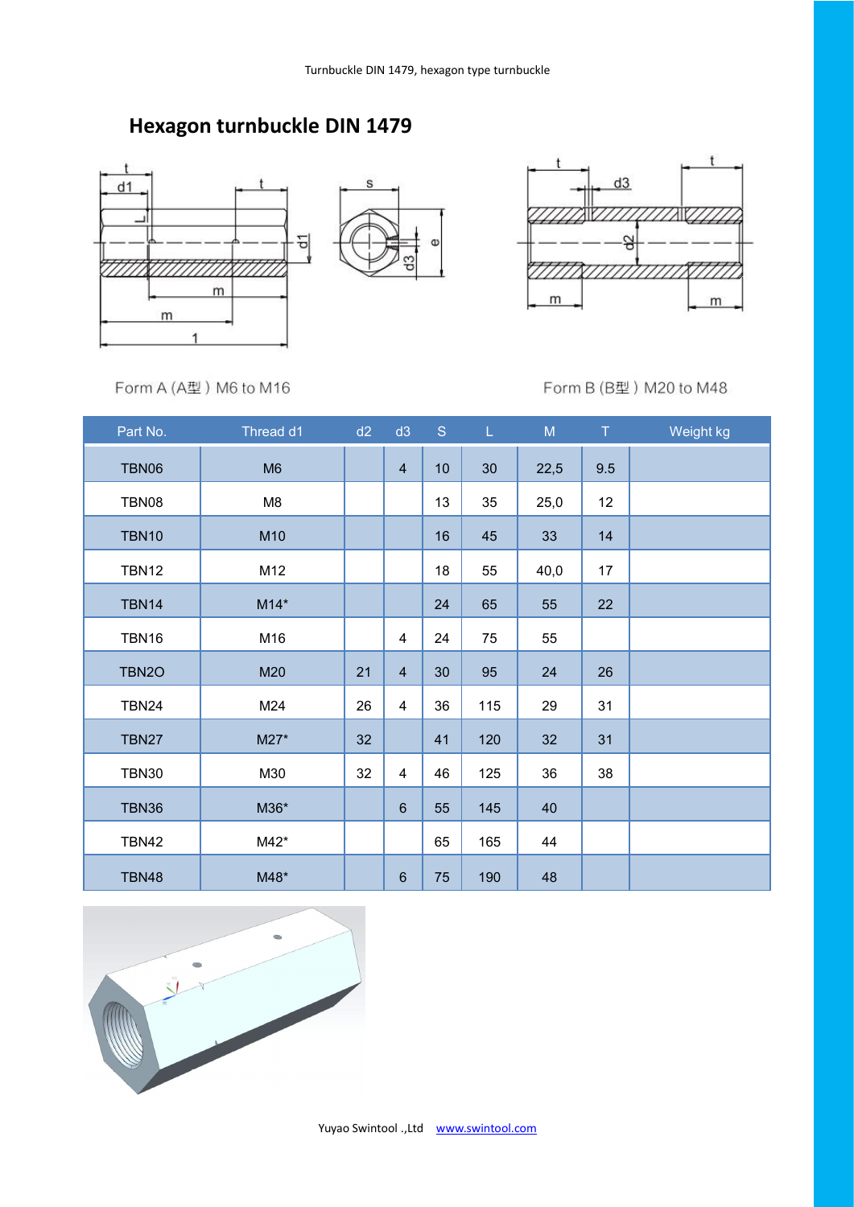# Hexagon turnbuckle DIN 1479

Form A (A型) M6 to M16

Form B (B型) M20 to M48

| Part No. | Thread d1 | d2 | d3 | S | L | M | T | Weight kg |
|---|---|---|---|---|---|---|---|---|
| TBN06 | M6 | | 4 | 10 | 30 | 22,5 | 9.5 | |
| TBN08 | M8 | | | 13 | 35 | 25,0 | 12 | |
| TBN10 | M10 | | | 16 | 45 | 33 | 14 | |
| TBN12 | M12 | | | 18 | 55 | 40,0 | 17 | |
| TBN14 | M14* | | | 24 | 65 | 55 | 22 | |
| TBN16 | M16 | | 4 | 24 | 75 | 55 | | |
| TBN2O | M20 | 21 | 4 | 30 | 95 | 24 | 26 | |
| TBN24 | M24 | 26 | 4 | 36 | 115 | 29 | 31 | |
| TBN27 | M27* | 32 | | 41 | 120 | 32 | 31 | |
| TBN30 | M30 | 32 | 4 | 46 | 125 | 36 | 38 | |
| TBN36 | M36* | | 6 | 55 | 145 | 40 | | |
| TBN42 | M42* | | | 65 | 165 | 44 | | |
| TBN48 | M48* | | 6 | 75 | 190 | 48 | | |

Yuyao Swintool .,Ltd www.swintool.com